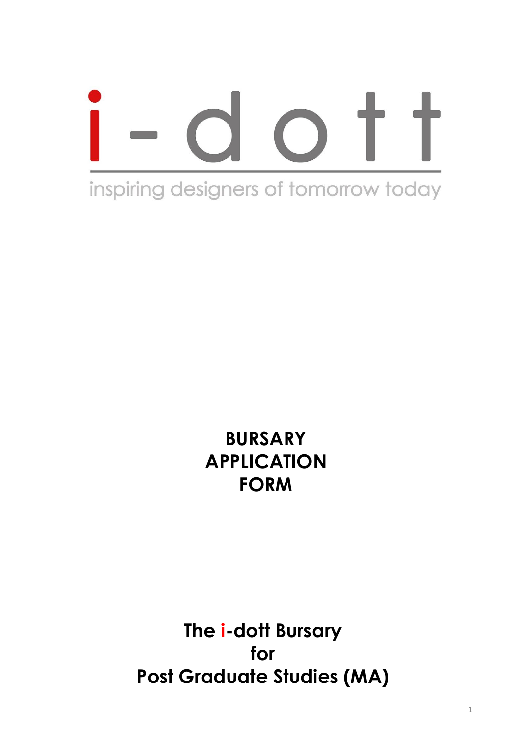# i-dott

inspiring designers of tomorrow today

# BURSARY APPLICATION FORM

## The i-dott Bursary for Post Graduate Studies (MA)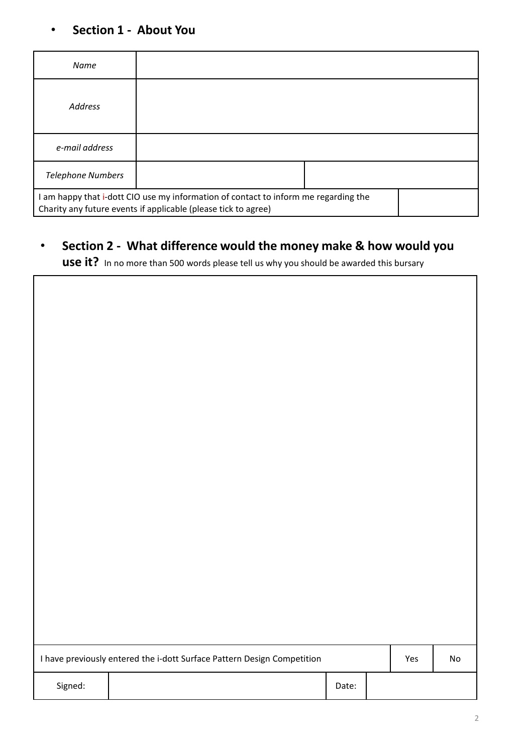- **Section 1 - About You**

| *Name* | | |
|---|---|---|
| *Address* | | |
| *e-mail address* | | |
| *Telephone Numbers* | | |
| I am happy that i-dott CIO use my information of contact to inform me regarding the Charity any future events if applicable (please tick to agree) | | |

- **Section 2 - What difference would the money make & how would you use it?** In no more than 500 words please tell us why you should be awarded this bursary

| | | |
|---|---|---|
| | | |
| I have previously entered the i-dott Surface Pattern Design Competition | Yes | No |

| Signed: | | Date: | |
|---|---|---|---|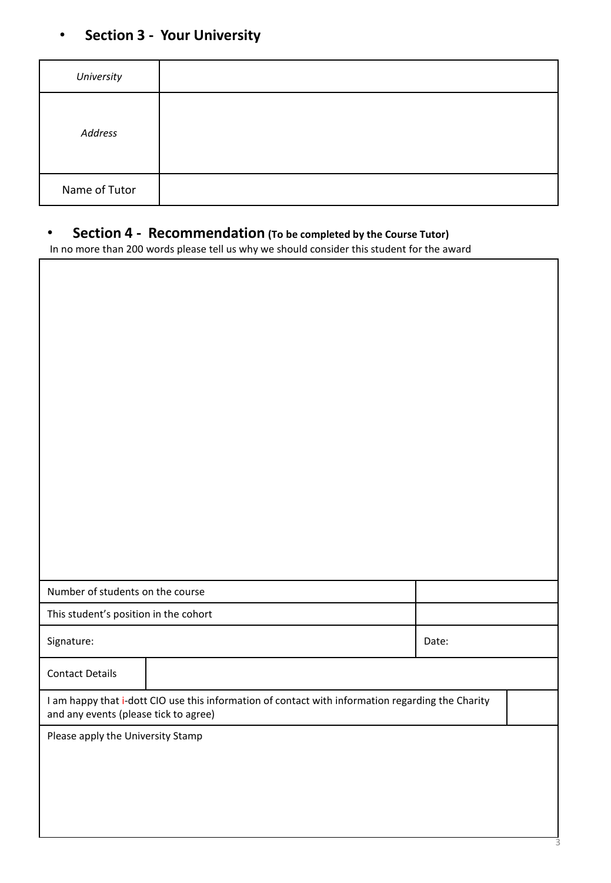- **Section 3 - Your University**

| *University* | |
|---|---|
| *Address* | |
| Name of Tutor | |

- **Section 4 - Recommendation (To be completed by the Course Tutor)**

In no more than 200 words please tell us why we should consider this student for the award

| | |
|---|---|
| | |
| Number of students on the course | |
| This student's position in the cohort | |
| Signature: | Date: |
| Contact Details | |
| I am happy that i-dott CIO use this information of contact with information regarding the Charity and any events (please tick to agree) | |
| Please apply the University Stamp | |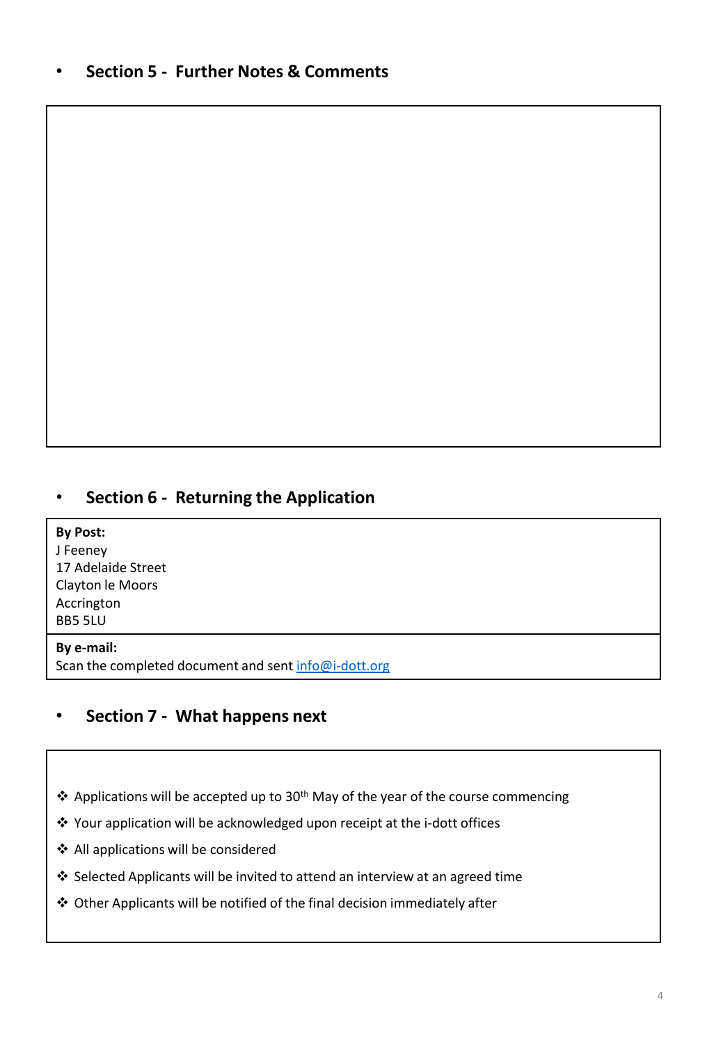- **Section 5 - Further Notes & Comments**

- **Section 6 - Returning the Application**

**By Post:**
J Feeney
17 Adelaide Street
Clayton le Moors
Accrington
BB5 5LU

**By e-mail:**
Scan the completed document and sent info@i-dott.org

- **Section 7 - What happens next**

- Applications will be accepted up to 30th May of the year of the course commencing
- Your application will be acknowledged upon receipt at the i-dott offices
- All applications will be considered
- Selected Applicants will be invited to attend an interview at an agreed time
- Other Applicants will be notified of the final decision immediately after